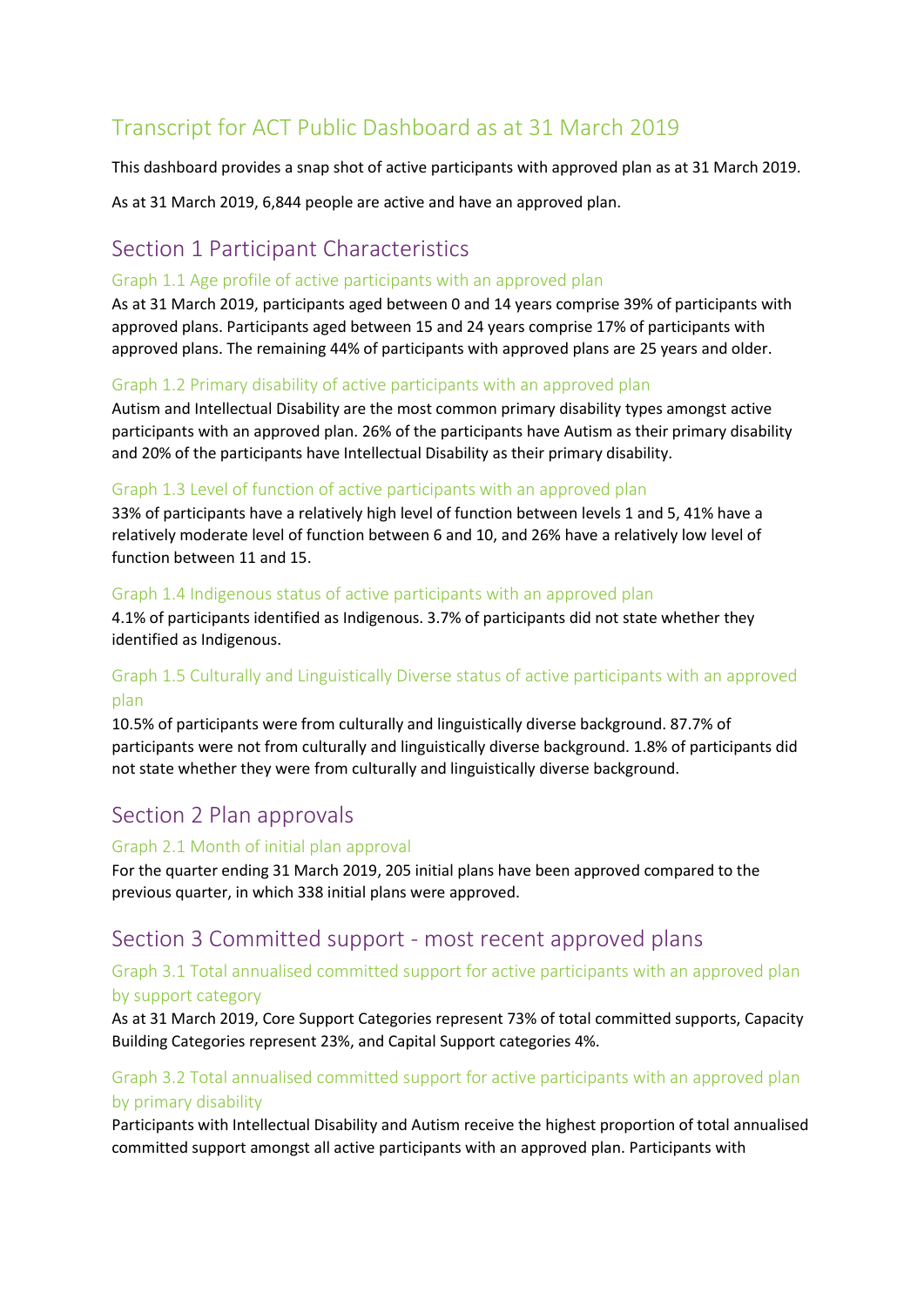# Transcript for ACT Public Dashboard as at 31 March 2019

This dashboard provides a snap shot of active participants with approved plan as at 31 March 2019.

As at 31 March 2019, 6,844 people are active and have an approved plan.

## Section 1 Participant Characteristics

### Graph 1.1 Age profile of active participants with an approved plan

As at 31 March 2019, participants aged between 0 and 14 years comprise 39% of participants with approved plans. Participants aged between 15 and 24 years comprise 17% of participants with approved plans. The remaining 44% of participants with approved plans are 25 years and older.

### Graph 1.2 Primary disability of active participants with an approved plan

Autism and Intellectual Disability are the most common primary disability types amongst active participants with an approved plan. 26% of the participants have Autism as their primary disability and 20% of the participants have Intellectual Disability as their primary disability.

### Graph 1.3 Level of function of active participants with an approved plan

33% of participants have a relatively high level of function between levels 1 and 5, 41% have a relatively moderate level of function between 6 and 10, and 26% have a relatively low level of function between 11 and 15.

### Graph 1.4 Indigenous status of active participants with an approved plan

4.1% of participants identified as Indigenous. 3.7% of participants did not state whether they identified as Indigenous.

### Graph 1.5 Culturally and Linguistically Diverse status of active participants with an approved plan

10.5% of participants were from culturally and linguistically diverse background. 87.7% of participants were not from culturally and linguistically diverse background. 1.8% of participants did not state whether they were from culturally and linguistically diverse background.

## Section 2 Plan approvals

### Graph 2.1 Month of initial plan approval

For the quarter ending 31 March 2019, 205 initial plans have been approved compared to the previous quarter, in which 338 initial plans were approved.

## Section 3 Committed support - most recent approved plans

### Graph 3.1 Total annualised committed support for active participants with an approved plan by support category

As at 31 March 2019, Core Support Categories represent 73% of total committed supports, Capacity Building Categories represent 23%, and Capital Support categories 4%.

### Graph 3.2 Total annualised committed support for active participants with an approved plan by primary disability

Participants with Intellectual Disability and Autism receive the highest proportion of total annualised committed support amongst all active participants with an approved plan. Participants with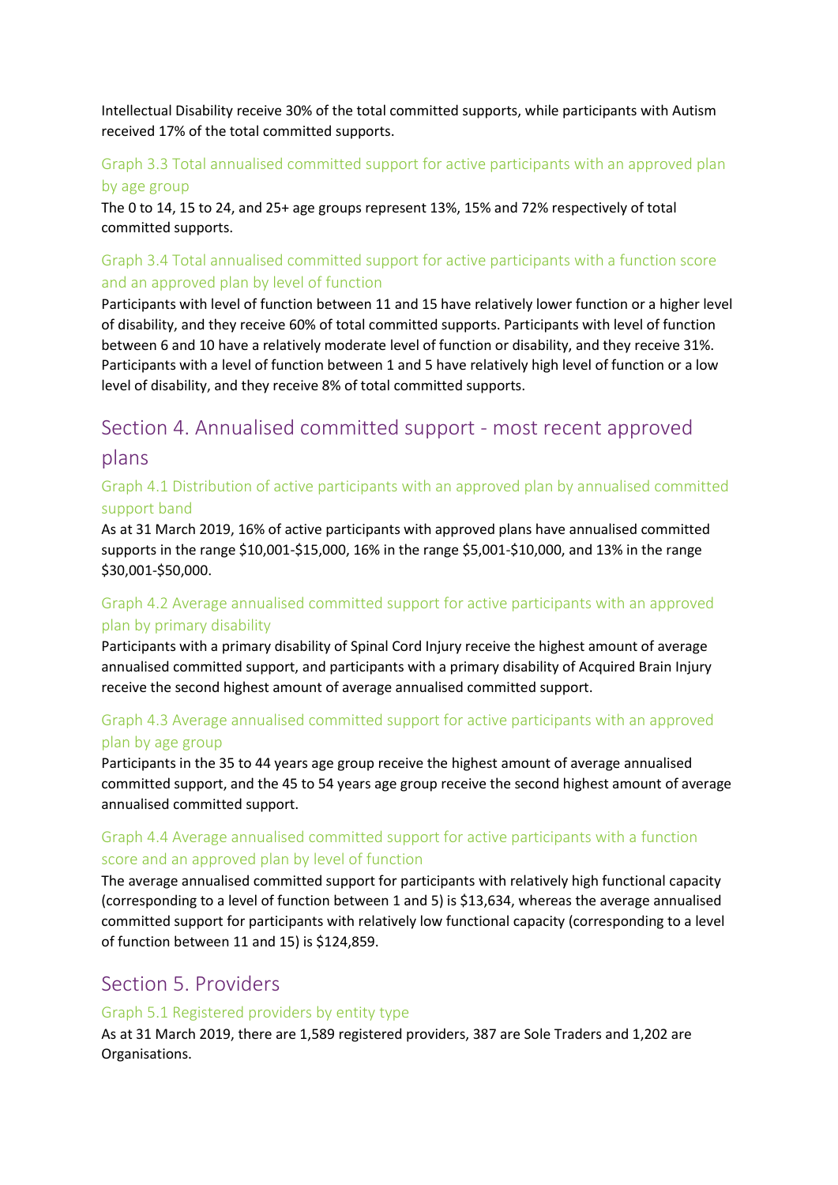Intellectual Disability receive 30% of the total committed supports, while participants with Autism received 17% of the total committed supports.

### Graph 3.3 Total annualised committed support for active participants with an approved plan by age group

The 0 to 14, 15 to 24, and 25+ age groups represent 13%, 15% and 72% respectively of total committed supports.

### Graph 3.4 Total annualised committed support for active participants with a function score and an approved plan by level of function

Participants with level of function between 11 and 15 have relatively lower function or a higher level of disability, and they receive 60% of total committed supports. Participants with level of function between 6 and 10 have a relatively moderate level of function or disability, and they receive 31%. Participants with a level of function between 1 and 5 have relatively high level of function or a low level of disability, and they receive 8% of total committed supports.

## Section 4. Annualised committed support - most recent approved plans

### Graph 4.1 Distribution of active participants with an approved plan by annualised committed support band

As at 31 March 2019, 16% of active participants with approved plans have annualised committed supports in the range $10,001-$15,000, 16% in the range $5,001-$10,000, and 13% in the range $30,001-$50,000.

### Graph 4.2 Average annualised committed support for active participants with an approved plan by primary disability

Participants with a primary disability of Spinal Cord Injury receive the highest amount of average annualised committed support, and participants with a primary disability of Acquired Brain Injury receive the second highest amount of average annualised committed support.

### Graph 4.3 Average annualised committed support for active participants with an approved plan by age group

Participants in the 35 to 44 years age group receive the highest amount of average annualised committed support, and the 45 to 54 years age group receive the second highest amount of average annualised committed support.

### Graph 4.4 Average annualised committed support for active participants with a function score and an approved plan by level of function

The average annualised committed support for participants with relatively high functional capacity (corresponding to a level of function between 1 and 5) is $13,634, whereas the average annualised committed support for participants with relatively low functional capacity (corresponding to a level of function between 11 and 15) is $124,859.

## Section 5. Providers

### Graph 5.1 Registered providers by entity type

As at 31 March 2019, there are 1,589 registered providers, 387 are Sole Traders and 1,202 are Organisations.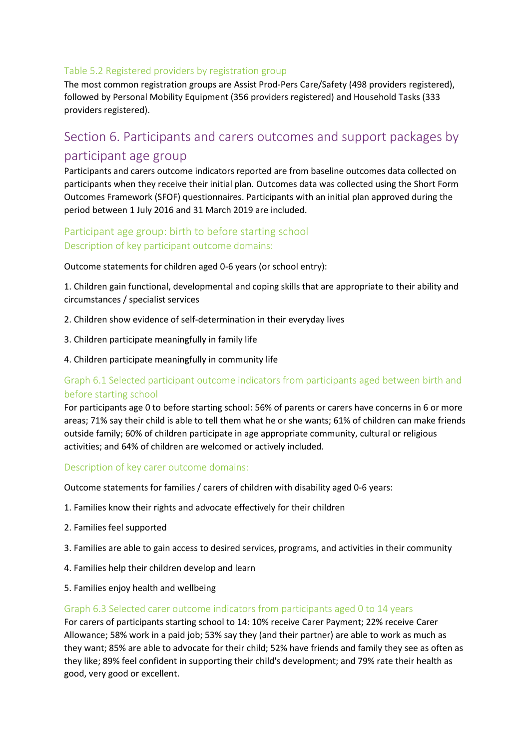### Table 5.2 Registered providers by registration group

The most common registration groups are Assist Prod-Pers Care/Safety (498 providers registered), followed by Personal Mobility Equipment (356 providers registered) and Household Tasks (333 providers registered).

## Section 6. Participants and carers outcomes and support packages by participant age group

Participants and carers outcome indicators reported are from baseline outcomes data collected on participants when they receive their initial plan. Outcomes data was collected using the Short Form Outcomes Framework (SFOF) questionnaires. Participants with an initial plan approved during the period between 1 July 2016 and 31 March 2019 are included.

### Participant age group: birth to before starting school

#### Description of key participant outcome domains:

Outcome statements for children aged 0-6 years (or school entry):

1. Children gain functional, developmental and coping skills that are appropriate to their ability and circumstances / specialist services
2. Children show evidence of self-determination in their everyday lives
3. Children participate meaningfully in family life
4. Children participate meaningfully in community life

#### Graph 6.1 Selected participant outcome indicators from participants aged between birth and before starting school

For participants age 0 to before starting school: 56% of parents or carers have concerns in 6 or more areas; 71% say their child is able to tell them what he or she wants; 61% of children can make friends outside family; 60% of children participate in age appropriate community, cultural or religious activities; and 64% of children are welcomed or actively included.

#### Description of key carer outcome domains:

Outcome statements for families / carers of children with disability aged 0-6 years:

1. Families know their rights and advocate effectively for their children
2. Families feel supported
3. Families are able to gain access to desired services, programs, and activities in their community
4. Families help their children develop and learn
5. Families enjoy health and wellbeing

#### Graph 6.3 Selected carer outcome indicators from participants aged 0 to 14 years

For carers of participants starting school to 14: 10% receive Carer Payment; 22% receive Carer Allowance; 58% work in a paid job; 53% say they (and their partner) are able to work as much as they want; 85% are able to advocate for their child; 52% have friends and family they see as often as they like; 89% feel confident in supporting their child's development; and 79% rate their health as good, very good or excellent.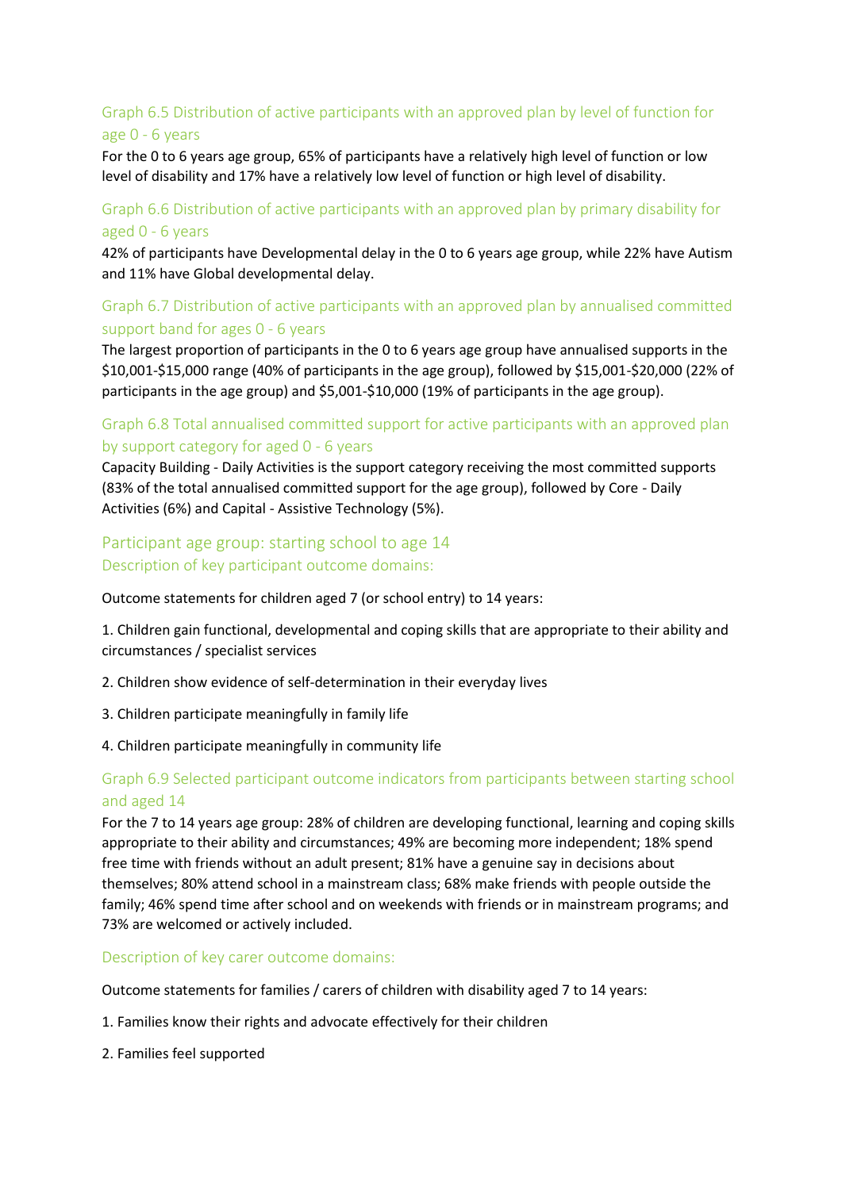### Graph 6.5 Distribution of active participants with an approved plan by level of function for age 0 - 6 years

For the 0 to 6 years age group, 65% of participants have a relatively high level of function or low level of disability and 17% have a relatively low level of function or high level of disability.

### Graph 6.6 Distribution of active participants with an approved plan by primary disability for aged 0 - 6 years

42% of participants have Developmental delay in the 0 to 6 years age group, while 22% have Autism and 11% have Global developmental delay.

### Graph 6.7 Distribution of active participants with an approved plan by annualised committed support band for ages 0 - 6 years

The largest proportion of participants in the 0 to 6 years age group have annualised supports in the $10,001-$15,000 range (40% of participants in the age group), followed by $15,001-$20,000 (22% of participants in the age group) and $5,001-$10,000 (19% of participants in the age group).

### Graph 6.8 Total annualised committed support for active participants with an approved plan by support category for aged 0 - 6 years

Capacity Building - Daily Activities is the support category receiving the most committed supports (83% of the total annualised committed support for the age group), followed by Core - Daily Activities (6%) and Capital - Assistive Technology (5%).

## Participant age group: starting school to age 14

### Description of key participant outcome domains:

Outcome statements for children aged 7 (or school entry) to 14 years:

1. Children gain functional, developmental and coping skills that are appropriate to their ability and circumstances / specialist services
2. Children show evidence of self-determination in their everyday lives
3. Children participate meaningfully in family life
4. Children participate meaningfully in community life

### Graph 6.9 Selected participant outcome indicators from participants between starting school and aged 14

For the 7 to 14 years age group: 28% of children are developing functional, learning and coping skills appropriate to their ability and circumstances; 49% are becoming more independent; 18% spend free time with friends without an adult present; 81% have a genuine say in decisions about themselves; 80% attend school in a mainstream class; 68% make friends with people outside the family; 46% spend time after school and on weekends with friends or in mainstream programs; and 73% are welcomed or actively included.

### Description of key carer outcome domains:

Outcome statements for families / carers of children with disability aged 7 to 14 years:

1. Families know their rights and advocate effectively for their children
2. Families feel supported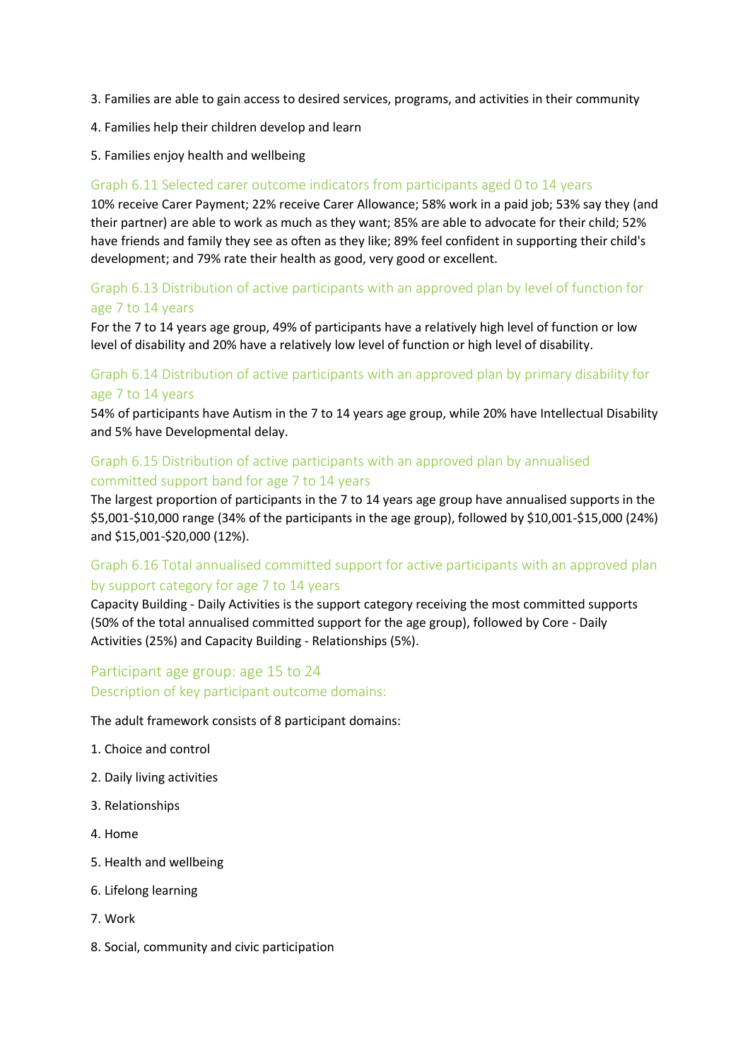3. Families are able to gain access to desired services, programs, and activities in their community

4. Families help their children develop and learn

5. Families enjoy health and wellbeing

### Graph 6.11 Selected carer outcome indicators from participants aged 0 to 14 years

10% receive Carer Payment; 22% receive Carer Allowance; 58% work in a paid job; 53% say they (and their partner) are able to work as much as they want; 85% are able to advocate for their child; 52% have friends and family they see as often as they like; 89% feel confident in supporting their child's development; and 79% rate their health as good, very good or excellent.

### Graph 6.13 Distribution of active participants with an approved plan by level of function for age 7 to 14 years

For the 7 to 14 years age group, 49% of participants have a relatively high level of function or low level of disability and 20% have a relatively low level of function or high level of disability.

### Graph 6.14 Distribution of active participants with an approved plan by primary disability for age 7 to 14 years

54% of participants have Autism in the 7 to 14 years age group, while 20% have Intellectual Disability and 5% have Developmental delay.

### Graph 6.15 Distribution of active participants with an approved plan by annualised committed support band for age 7 to 14 years

The largest proportion of participants in the 7 to 14 years age group have annualised supports in the $5,001-$10,000 range (34% of the participants in the age group), followed by $10,001-$15,000 (24%) and $15,001-$20,000 (12%).

### Graph 6.16 Total annualised committed support for active participants with an approved plan by support category for age 7 to 14 years

Capacity Building - Daily Activities is the support category receiving the most committed supports (50% of the total annualised committed support for the age group), followed by Core - Daily Activities (25%) and Capacity Building - Relationships (5%).

## Participant age group: age 15 to 24

### Description of key participant outcome domains:

The adult framework consists of 8 participant domains:

1. Choice and control

2. Daily living activities

3. Relationships

4. Home

5. Health and wellbeing

6. Lifelong learning

7. Work

8. Social, community and civic participation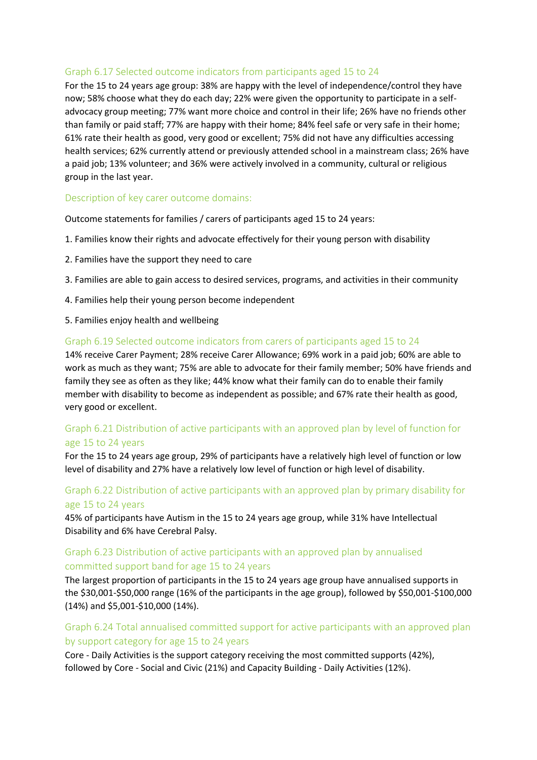### Graph 6.17 Selected outcome indicators from participants aged 15 to 24

For the 15 to 24 years age group: 38% are happy with the level of independence/control they have now; 58% choose what they do each day; 22% were given the opportunity to participate in a self-advocacy group meeting; 77% want more choice and control in their life; 26% have no friends other than family or paid staff; 77% are happy with their home; 84% feel safe or very safe in their home; 61% rate their health as good, very good or excellent; 75% did not have any difficulties accessing health services; 62% currently attend or previously attended school in a mainstream class; 26% have a paid job; 13% volunteer; and 36% were actively involved in a community, cultural or religious group in the last year.

### Description of key carer outcome domains:

Outcome statements for families / carers of participants aged 15 to 24 years:

1. Families know their rights and advocate effectively for their young person with disability
2. Families have the support they need to care
3. Families are able to gain access to desired services, programs, and activities in their community
4. Families help their young person become independent
5. Families enjoy health and wellbeing

### Graph 6.19 Selected outcome indicators from carers of participants aged 15 to 24

14% receive Carer Payment; 28% receive Carer Allowance; 69% work in a paid job; 60% are able to work as much as they want; 75% are able to advocate for their family member; 50% have friends and family they see as often as they like; 44% know what their family can do to enable their family member with disability to become as independent as possible; and 67% rate their health as good, very good or excellent.

### Graph 6.21 Distribution of active participants with an approved plan by level of function for age 15 to 24 years

For the 15 to 24 years age group, 29% of participants have a relatively high level of function or low level of disability and 27% have a relatively low level of function or high level of disability.

### Graph 6.22 Distribution of active participants with an approved plan by primary disability for age 15 to 24 years

45% of participants have Autism in the 15 to 24 years age group, while 31% have Intellectual Disability and 6% have Cerebral Palsy.

### Graph 6.23 Distribution of active participants with an approved plan by annualised committed support band for age 15 to 24 years

The largest proportion of participants in the 15 to 24 years age group have annualised supports in the $30,001-$50,000 range (16% of the participants in the age group), followed by $50,001-$100,000 (14%) and $5,001-$10,000 (14%).

### Graph 6.24 Total annualised committed support for active participants with an approved plan by support category for age 15 to 24 years

Core - Daily Activities is the support category receiving the most committed supports (42%), followed by Core - Social and Civic (21%) and Capacity Building - Daily Activities (12%).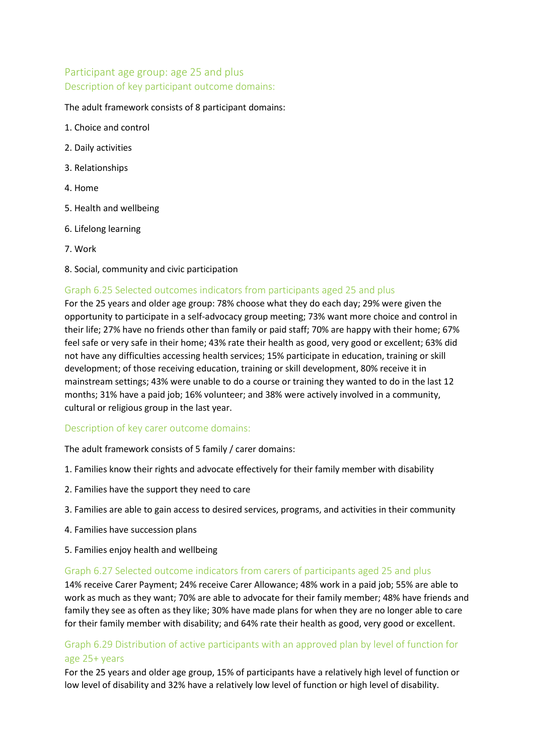## Participant age group: age 25 and plus

### Description of key participant outcome domains:

The adult framework consists of 8 participant domains:

1. Choice and control
2. Daily activities
3. Relationships
4. Home
5. Health and wellbeing
6. Lifelong learning
7. Work
8. Social, community and civic participation

### Graph 6.25 Selected outcomes indicators from participants aged 25 and plus

For the 25 years and older age group: 78% choose what they do each day; 29% were given the opportunity to participate in a self-advocacy group meeting; 73% want more choice and control in their life; 27% have no friends other than family or paid staff; 70% are happy with their home; 67% feel safe or very safe in their home; 43% rate their health as good, very good or excellent; 63% did not have any difficulties accessing health services; 15% participate in education, training or skill development; of those receiving education, training or skill development, 80% receive it in mainstream settings; 43% were unable to do a course or training they wanted to do in the last 12 months; 31% have a paid job; 16% volunteer; and 38% were actively involved in a community, cultural or religious group in the last year.

### Description of key carer outcome domains:

The adult framework consists of 5 family / carer domains:

1. Families know their rights and advocate effectively for their family member with disability
2. Families have the support they need to care
3. Families are able to gain access to desired services, programs, and activities in their community
4. Families have succession plans
5. Families enjoy health and wellbeing

### Graph 6.27 Selected outcome indicators from carers of participants aged 25 and plus

14% receive Carer Payment; 24% receive Carer Allowance; 48% work in a paid job; 55% are able to work as much as they want; 70% are able to advocate for their family member; 48% have friends and family they see as often as they like; 30% have made plans for when they are no longer able to care for their family member with disability; and 64% rate their health as good, very good or excellent.

### Graph 6.29 Distribution of active participants with an approved plan by level of function for age 25+ years

For the 25 years and older age group, 15% of participants have a relatively high level of function or low level of disability and 32% have a relatively low level of function or high level of disability.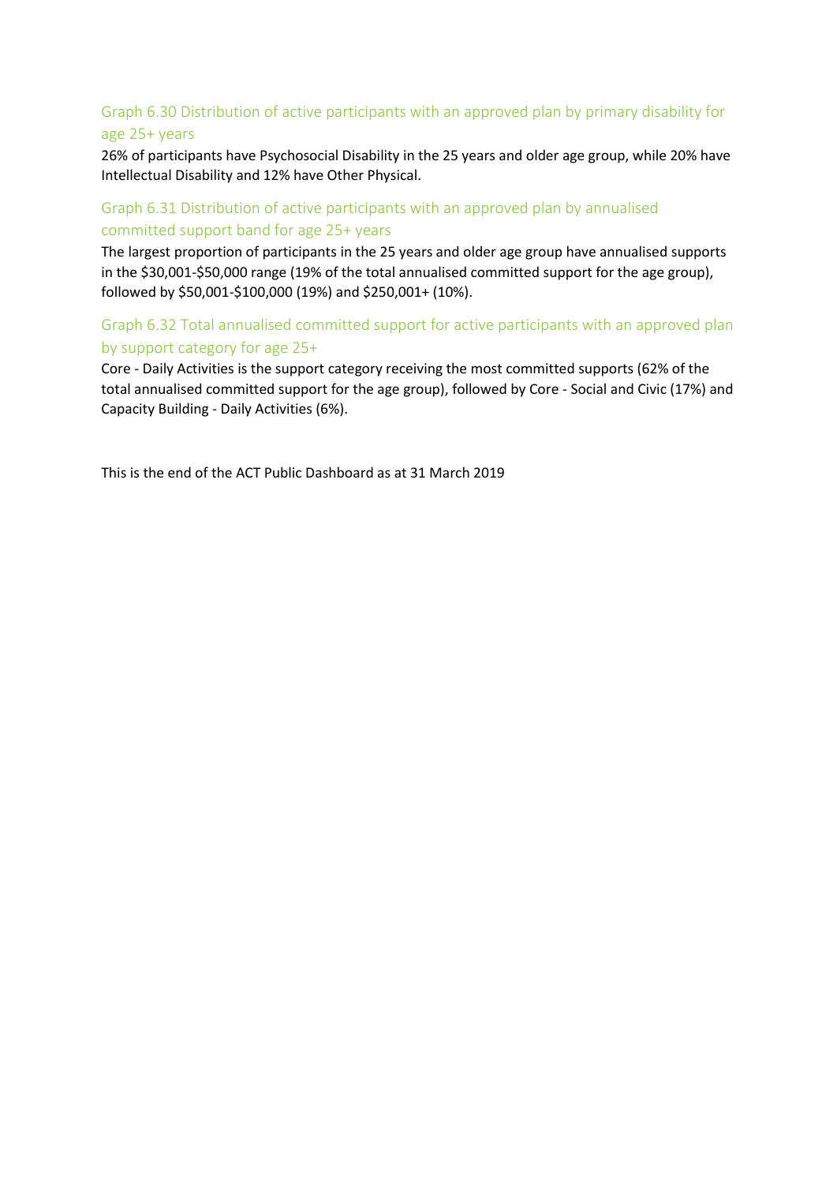### Graph 6.30 Distribution of active participants with an approved plan by primary disability for age 25+ years

26% of participants have Psychosocial Disability in the 25 years and older age group, while 20% have Intellectual Disability and 12% have Other Physical.

### Graph 6.31 Distribution of active participants with an approved plan by annualised committed support band for age 25+ years

The largest proportion of participants in the 25 years and older age group have annualised supports in the $30,001-$50,000 range (19% of the total annualised committed support for the age group), followed by $50,001-$100,000 (19%) and $250,001+ (10%).

### Graph 6.32 Total annualised committed support for active participants with an approved plan by support category for age 25+

Core - Daily Activities is the support category receiving the most committed supports (62% of the total annualised committed support for the age group), followed by Core - Social and Civic (17%) and Capacity Building - Daily Activities (6%).

This is the end of the ACT Public Dashboard as at 31 March 2019